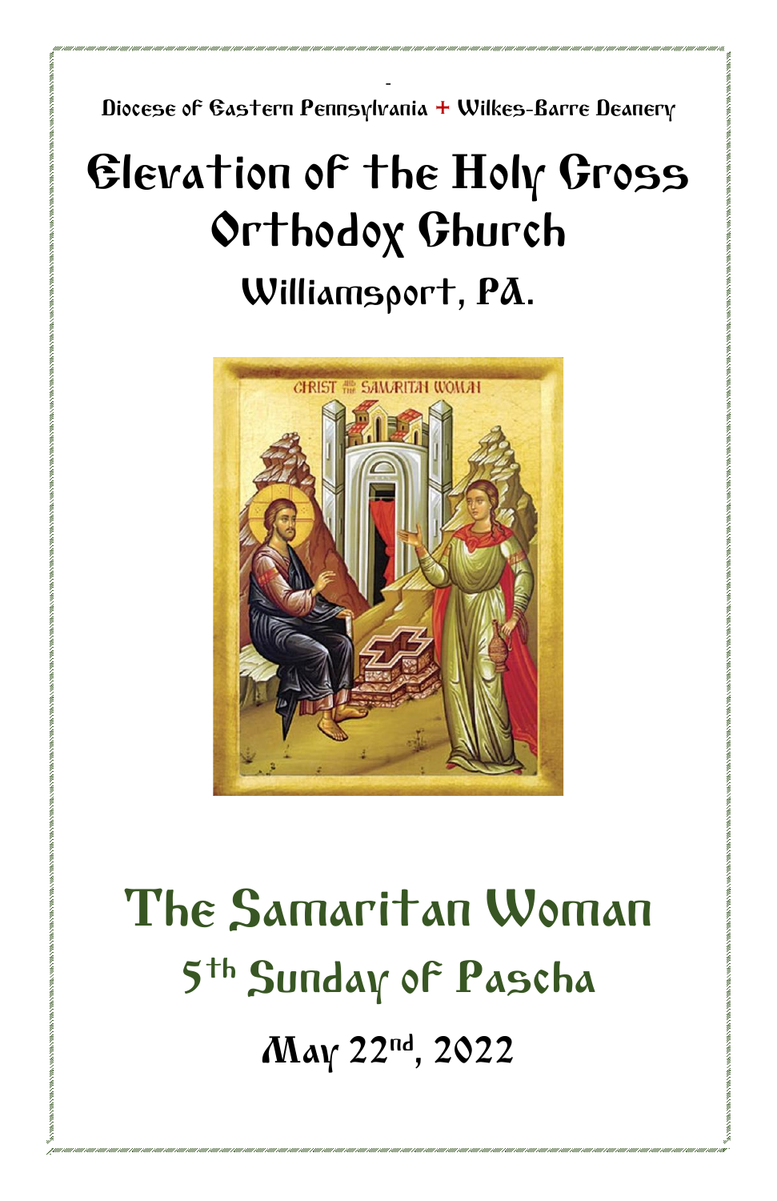Diocese of Eastern Pennsylvania + Wilkes-Barre Deanery

# Elevation of the Holy Cross Orthodox Church

## Williamsport, PA.

# The Samaritan Woman

## 5th Sunday of Pascha

### May 22nd, 2022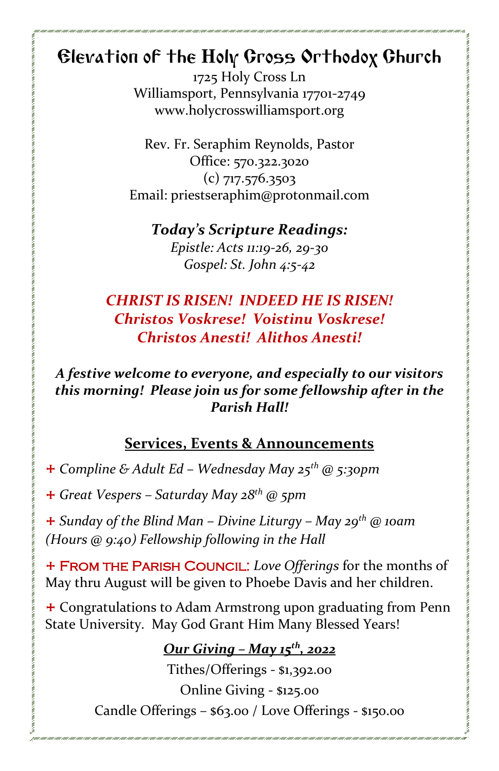# Elevation of the Holy Cross Orthodox Church

1725 Holy Cross Ln
Williamsport, Pennsylvania 17701-2749
www.holycrosswilliamsport.org

Rev. Fr. Seraphim Reynolds, Pastor
Office: 570.322.3020
(c) 717.576.3503
Email: priestseraphim@protonmail.com

***Today's Scripture Readings:***

*Epistle: Acts 11:19-26, 29-30*
*Gospel: St. John 4:5-42*

***CHRIST IS RISEN! INDEED HE IS RISEN!***
***Christos Voskrese! Voistinu Voskrese!***
***Christos Anesti! Alithos Anesti!***

***A festive welcome to everyone, and especially to our visitors this morning! Please join us for some fellowship after in the Parish Hall!***

## Services, Events & Announcements

+ *Compline & Adult Ed – Wednesday May 25th @ 5:30pm*

+ *Great Vespers – Saturday May 28th @ 5pm*

+ *Sunday of the Blind Man – Divine Liturgy – May 29th @ 10am (Hours @ 9:40) Fellowship following in the Hall*

+ FROM THE PARISH COUNCIL: *Love Offerings* for the months of May thru August will be given to Phoebe Davis and her children.

+ Congratulations to Adam Armstrong upon graduating from Penn State University. May God Grant Him Many Blessed Years!

***Our Giving – May 15th, 2022***

Tithes/Offerings - $1,392.00
Online Giving - $125.00
Candle Offerings – $63.00 / Love Offerings - $150.00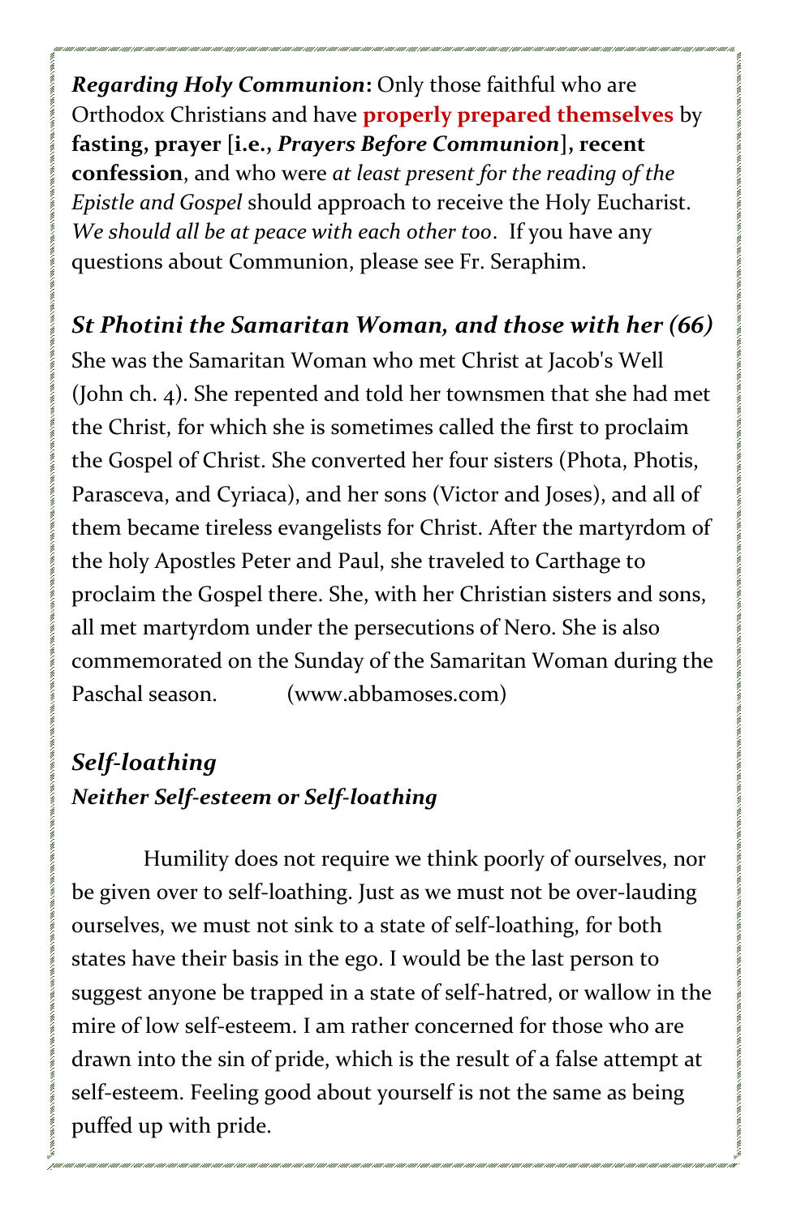***Regarding Holy Communion*:** Only those faithful who are Orthodox Christians and have **properly prepared themselves** by **fasting, prayer [i.e., *Prayers Before Communion*], recent confession**, and who were *at least present for the reading of the Epistle and Gospel* should approach to receive the Holy Eucharist. *We should all be at peace with each other too*. If you have any questions about Communion, please see Fr. Seraphim.

### *St Photini the Samaritan Woman, and those with her (66)*

She was the Samaritan Woman who met Christ at Jacob's Well (John ch. 4). She repented and told her townsmen that she had met the Christ, for which she is sometimes called the first to proclaim the Gospel of Christ. She converted her four sisters (Phota, Photis, Parasceva, and Cyriaca), and her sons (Victor and Joses), and all of them became tireless evangelists for Christ. After the martyrdom of the holy Apostles Peter and Paul, she traveled to Carthage to proclaim the Gospel there. She, with her Christian sisters and sons, all met martyrdom under the persecutions of Nero. She is also commemorated on the Sunday of the Samaritan Woman during the Paschal season. (www.abbamoses.com)

### *Self-loathing*

#### *Neither Self-esteem or Self-loathing*

Humility does not require we think poorly of ourselves, nor be given over to self-loathing. Just as we must not be over-lauding ourselves, we must not sink to a state of self-loathing, for both states have their basis in the ego. I would be the last person to suggest anyone be trapped in a state of self-hatred, or wallow in the mire of low self-esteem. I am rather concerned for those who are drawn into the sin of pride, which is the result of a false attempt at self-esteem. Feeling good about yourself is not the same as being puffed up with pride.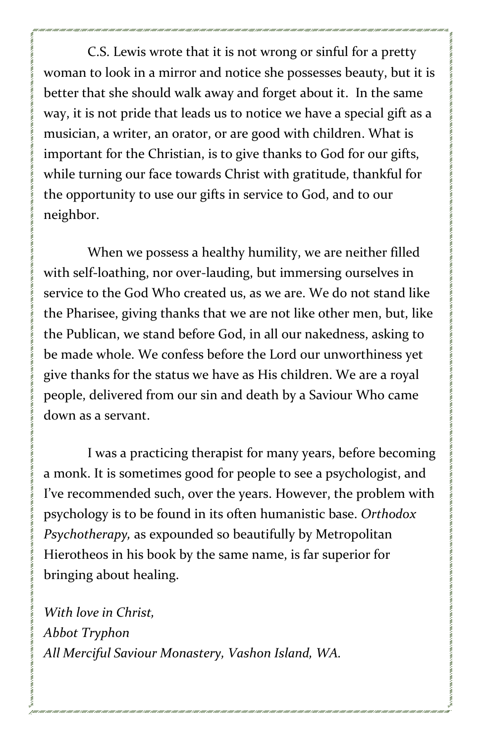C.S. Lewis wrote that it is not wrong or sinful for a pretty woman to look in a mirror and notice she possesses beauty, but it is better that she should walk away and forget about it. In the same way, it is not pride that leads us to notice we have a special gift as a musician, a writer, an orator, or are good with children. What is important for the Christian, is to give thanks to God for our gifts, while turning our face towards Christ with gratitude, thankful for the opportunity to use our gifts in service to God, and to our neighbor.

When we possess a healthy humility, we are neither filled with self-loathing, nor over-lauding, but immersing ourselves in service to the God Who created us, as we are. We do not stand like the Pharisee, giving thanks that we are not like other men, but, like the Publican, we stand before God, in all our nakedness, asking to be made whole. We confess before the Lord our unworthiness yet give thanks for the status we have as His children. We are a royal people, delivered from our sin and death by a Saviour Who came down as a servant.

I was a practicing therapist for many years, before becoming a monk. It is sometimes good for people to see a psychologist, and I've recommended such, over the years. However, the problem with psychology is to be found in its often humanistic base. *Orthodox Psychotherapy,* as expounded so beautifully by Metropolitan Hierotheos in his book by the same name, is far superior for bringing about healing.

*With love in Christ,*
*Abbot Tryphon*
*All Merciful Saviour Monastery, Vashon Island, WA.*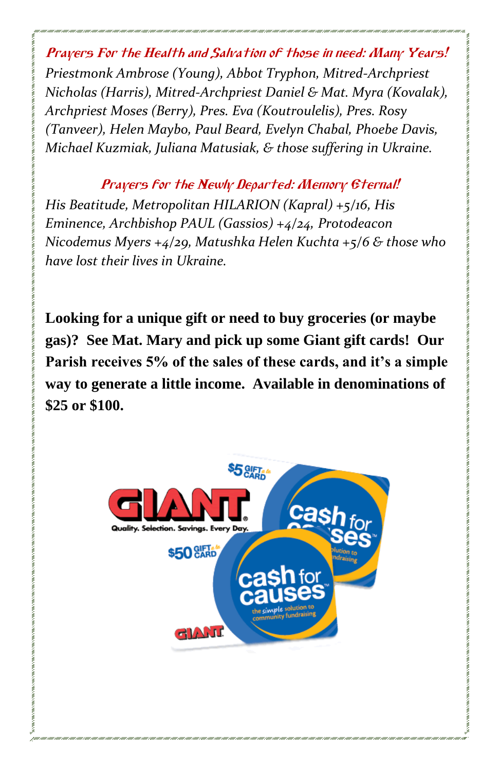### *Prayers For the Health and Salvation of those in need: Many Years!*

*Priestmonk Ambrose (Young), Abbot Tryphon, Mitred-Archpriest Nicholas (Harris), Mitred-Archpriest Daniel & Mat. Myra (Kovalak), Archpriest Moses (Berry), Pres. Eva (Koutroulelis), Pres. Rosy (Tanveer), Helen Maybo, Paul Beard, Evelyn Chabal, Phoebe Davis, Michael Kuzmiak, Juliana Matusiak, & those suffering in Ukraine.*

### *Prayers for the Newly Departed: Memory Eternal!*

*His Beatitude, Metropolitan HILARION (Kapral) +5/16, His Eminence, Archbishop PAUL (Gassios) +4/24, Protodeacon Nicodemus Myers +4/29, Matushka Helen Kuchta +5/6 & those who have lost their lives in Ukraine.*

**Looking for a unique gift or need to buy groceries (or maybe gas)? See Mat. Mary and pick up some Giant gift cards! Our Parish receives 5% of the sales of these cards, and it's a simple way to generate a little income. Available in denominations of $25 or $100.**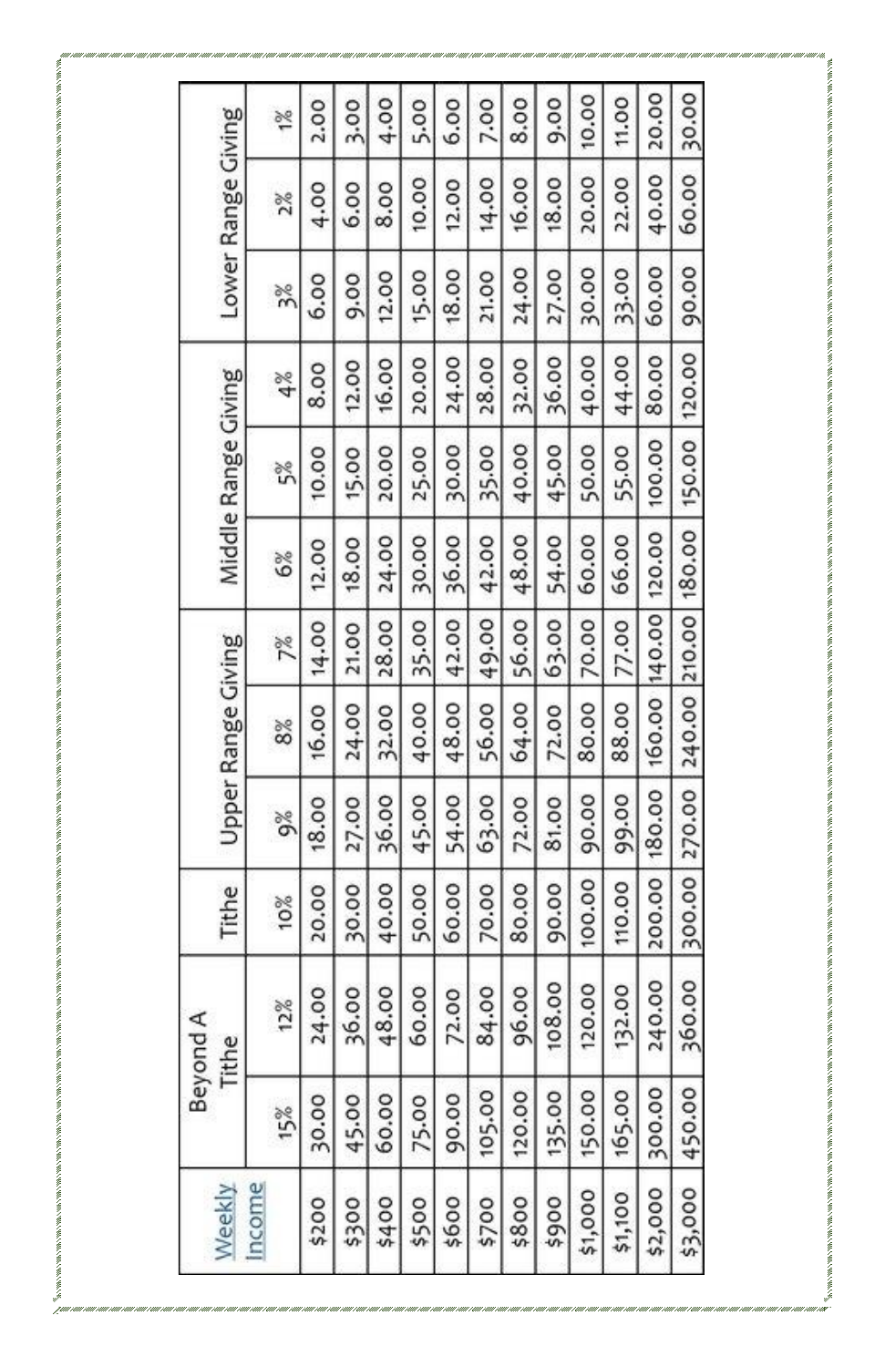| Weekly Income | Beyond A Tithe | | Tithe | Upper Range Giving | | | Middle Range Giving | | | Lower Range Giving | | |
|---|---|---|---|---|---|---|---|---|---|---|---|---|
| | 15% | 12% | 10% | 9% | 8% | 7% | 6% | 5% | 4% | 3% | 2% | 1% |
| $200 | 30.00 | 24.00 | 20.00 | 18.00 | 16.00 | 14.00 | 12.00 | 10.00 | 8.00 | 6.00 | 4.00 | 2.00 |
| $300 | 45.00 | 36.00 | 30.00 | 27.00 | 24.00 | 21.00 | 18.00 | 15.00 | 12.00 | 9.00 | 6.00 | 3.00 |
| $400 | 60.00 | 48.00 | 40.00 | 36.00 | 32.00 | 28.00 | 24.00 | 20.00 | 16.00 | 12.00 | 8.00 | 4.00 |
| $500 | 75.00 | 60.00 | 50.00 | 45.00 | 40.00 | 35.00 | 30.00 | 25.00 | 20.00 | 15.00 | 10.00 | 5.00 |
| $600 | 90.00 | 72.00 | 60.00 | 54.00 | 48.00 | 42.00 | 36.00 | 30.00 | 24.00 | 18.00 | 12.00 | 6.00 |
| $700 | 105.00 | 84.00 | 70.00 | 63.00 | 56.00 | 49.00 | 42.00 | 35.00 | 28.00 | 21.00 | 14.00 | 7.00 |
| $800 | 120.00 | 96.00 | 80.00 | 72.00 | 64.00 | 56.00 | 48.00 | 40.00 | 32.00 | 24.00 | 16.00 | 8.00 |
| $900 | 135.00 | 108.00 | 90.00 | 81.00 | 72.00 | 63.00 | 54.00 | 45.00 | 36.00 | 27.00 | 18.00 | 9.00 |
| $1,000 | 150.00 | 120.00 | 100.00 | 90.00 | 80.00 | 70.00 | 60.00 | 50.00 | 40.00 | 30.00 | 20.00 | 10.00 |
| $1,100 | 165.00 | 132.00 | 110.00 | 99.00 | 88.00 | 77.00 | 66.00 | 55.00 | 44.00 | 33.00 | 22.00 | 11.00 |
| $2,000 | 300.00 | 240.00 | 200.00 | 180.00 | 160.00 | 140.00 | 120.00 | 100.00 | 80.00 | 60.00 | 40.00 | 20.00 |
| $3,000 | 450.00 | 360.00 | 300.00 | 270.00 | 240.00 | 210.00 | 180.00 | 150.00 | 120.00 | 90.00 | 60.00 | 30.00 |